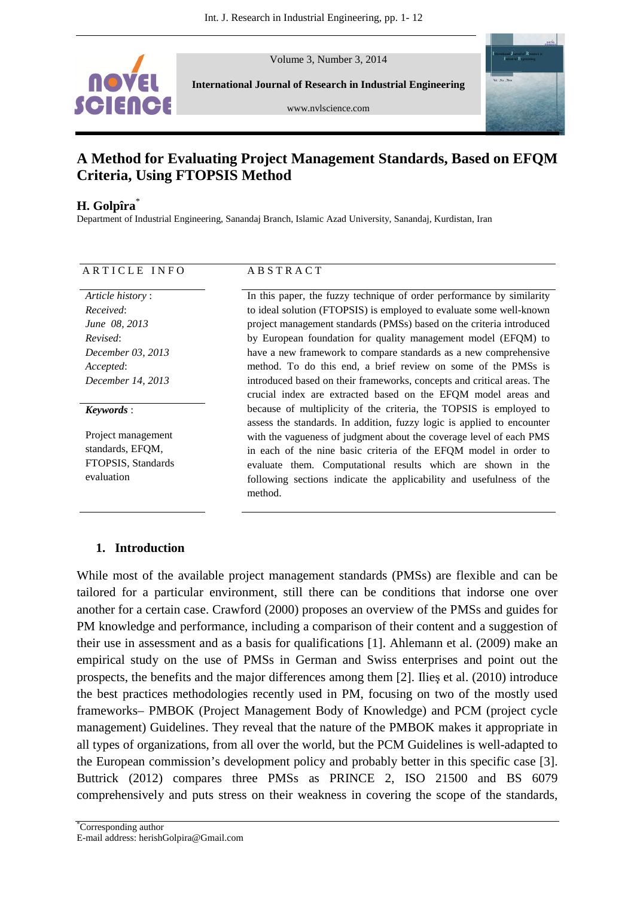Volume 3, Number 3, 2014

**International Journal of Research in Industrial Engineering**

www.nvlscience.com

# A Method for Evaluating Project Management Standards, Based on EFQM Criteria, Using FTOPSIS Method

**H. Golpîra**[*]

Department of Industrial Engineering, Sanandaj Branch, Islamic Azad University, Sanandaj, Kurdistan, Iran

**ARTICLE INFO**

*Article history* :
*Received*:
*June 08, 2013*
*Revised*:
*December 03, 2013*
*Accepted*:
*December 14, 2013*

***Keywords*** :

Project management standards, EFQM, FTOPSIS, Standards evaluation

**ABSTRACT**

In this paper, the fuzzy technique of order performance by similarity to ideal solution (FTOPSIS) is employed to evaluate some well-known project management standards (PMSs) based on the criteria introduced by European foundation for quality management model (EFQM) to have a new framework to compare standards as a new comprehensive method. To do this end, a brief review on some of the PMSs is introduced based on their frameworks, concepts and critical areas. The crucial index are extracted based on the EFQM model areas and because of multiplicity of the criteria, the TOPSIS is employed to assess the standards. In addition, fuzzy logic is applied to encounter with the vagueness of judgment about the coverage level of each PMS in each of the nine basic criteria of the EFQM model in order to evaluate them. Computational results which are shown in the following sections indicate the applicability and usefulness of the method.

## 1. Introduction

While most of the available project management standards (PMSs) are flexible and can be tailored for a particular environment, still there can be conditions that indorse one over another for a certain case. Crawford (2000) proposes an overview of the PMSs and guides for PM knowledge and performance, including a comparison of their content and a suggestion of their use in assessment and as a basis for qualifications [1]. Ahlemann et al. (2009) make an empirical study on the use of PMSs in German and Swiss enterprises and point out the prospects, the benefits and the major differences among them [2]. Ilieş et al. (2010) introduce the best practices methodologies recently used in PM, focusing on two of the mostly used frameworks– PMBOK (Project Management Body of Knowledge) and PCM (project cycle management) Guidelines. They reveal that the nature of the PMBOK makes it appropriate in all types of organizations, from all over the world, but the PCM Guidelines is well-adapted to the European commission's development policy and probably better in this specific case [3]. Buttrick (2012) compares three PMSs as PRINCE 2, ISO 21500 and BS 6079 comprehensively and puts stress on their weakness in covering the scope of the standards,

[*]Corresponding author
E-mail address: herishGolpira@Gmail.com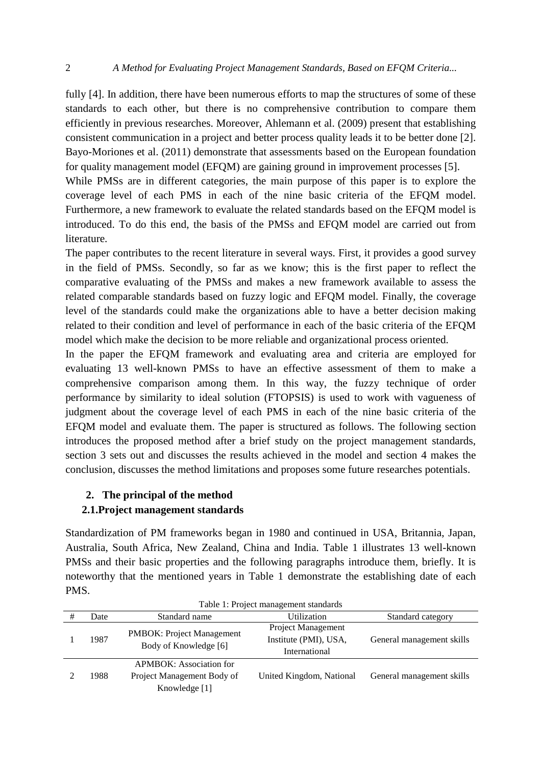fully [4]. In addition, there have been numerous efforts to map the structures of some of these standards to each other, but there is no comprehensive contribution to compare them efficiently in previous researches. Moreover, Ahlemann et al. (2009) present that establishing consistent communication in a project and better process quality leads it to be better done [2]. Bayo-Moriones et al. (2011) demonstrate that assessments based on the European foundation for quality management model (EFQM) are gaining ground in improvement processes [5].

While PMSs are in different categories, the main purpose of this paper is to explore the coverage level of each PMS in each of the nine basic criteria of the EFQM model. Furthermore, a new framework to evaluate the related standards based on the EFQM model is introduced. To do this end, the basis of the PMSs and EFQM model are carried out from literature.

The paper contributes to the recent literature in several ways. First, it provides a good survey in the field of PMSs. Secondly, so far as we know; this is the first paper to reflect the comparative evaluating of the PMSs and makes a new framework available to assess the related comparable standards based on fuzzy logic and EFQM model. Finally, the coverage level of the standards could make the organizations able to have a better decision making related to their condition and level of performance in each of the basic criteria of the EFQM model which make the decision to be more reliable and organizational process oriented.

In the paper the EFQM framework and evaluating area and criteria are employed for evaluating 13 well-known PMSs to have an effective assessment of them to make a comprehensive comparison among them. In this way, the fuzzy technique of order performance by similarity to ideal solution (FTOPSIS) is used to work with vagueness of judgment about the coverage level of each PMS in each of the nine basic criteria of the EFQM model and evaluate them. The paper is structured as follows. The following section introduces the proposed method after a brief study on the project management standards, section 3 sets out and discusses the results achieved in the model and section 4 makes the conclusion, discusses the method limitations and proposes some future researches potentials.

## 2. The principal of the method

### 2.1. Project management standards

Standardization of PM frameworks began in 1980 and continued in USA, Britannia, Japan, Australia, South Africa, New Zealand, China and India. Table 1 illustrates 13 well-known PMSs and their basic properties and the following paragraphs introduce them, briefly. It is noteworthy that the mentioned years in Table 1 demonstrate the establishing date of each PMS.

Table 1: Project management standards

| # | Date | Standard name | Utilization | Standard category |
|---|---|---|---|---|
| 1 | 1987 | PMBOK: Project Management Body of Knowledge [6] | Project Management Institute (PMI), USA, International | General management skills |
| 2 | 1988 | APMBOK: Association for Project Management Body of Knowledge [1] | United Kingdom, National | General management skills |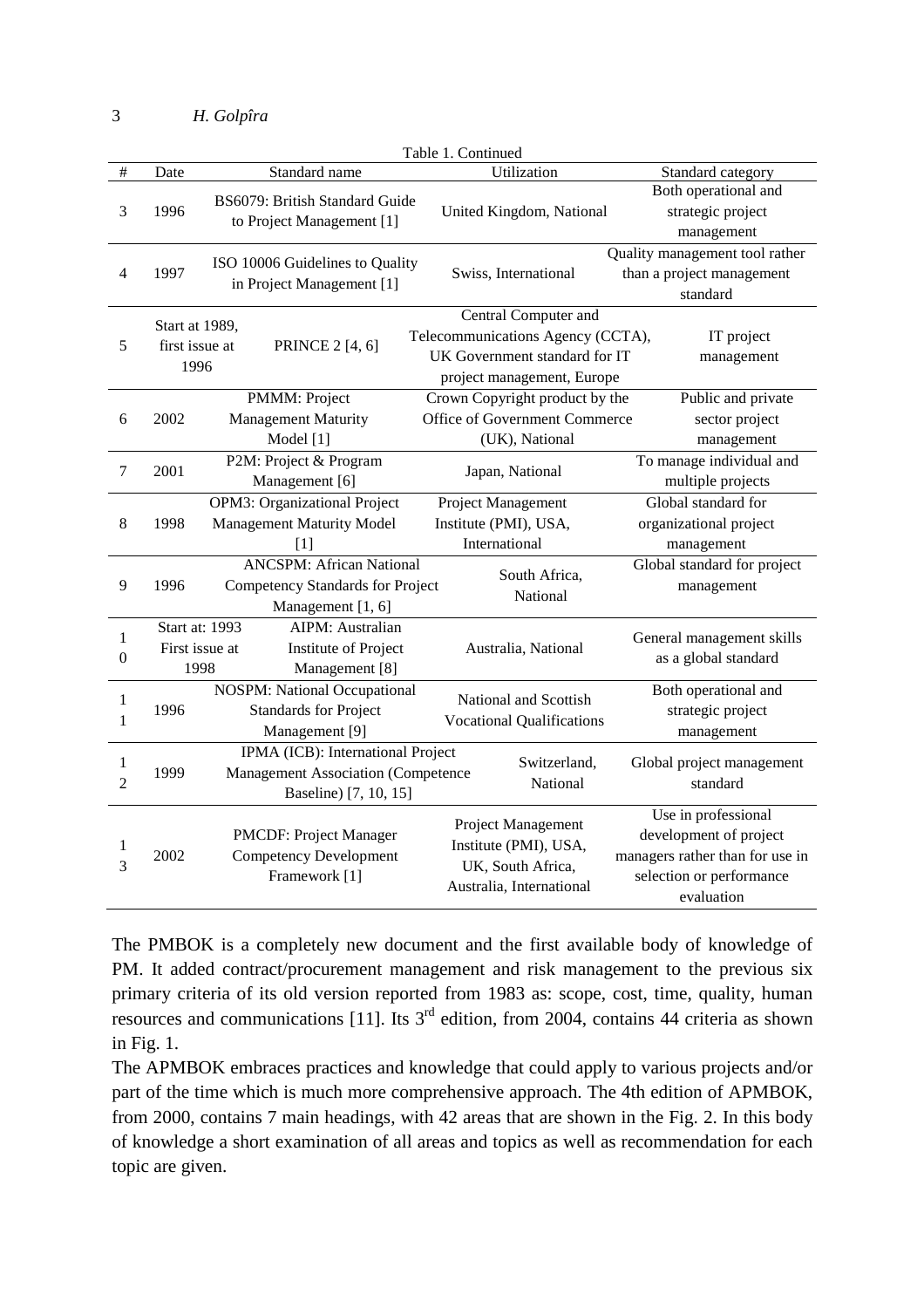Table 1. Continued

| # | Date | Standard name | Utilization | Standard category |
|---|---|---|---|---|
| 3 | 1996 | BS6079: British Standard Guide to Project Management [1] | United Kingdom, National | Both operational and strategic project management |
| 4 | 1997 | ISO 10006 Guidelines to Quality in Project Management [1] | Swiss, International | Quality management tool rather than a project management standard |
| 5 | Start at 1989, first issue at 1996 | PRINCE 2 [4, 6] | Central Computer and Telecommunications Agency (CCTA), UK Government standard for IT project management, Europe | IT project management |
| 6 | 2002 | PMMM: Project Management Maturity Model [1] | Crown Copyright product by the Office of Government Commerce (UK), National | Public and private sector project management |
| 7 | 2001 | P2M: Project & Program Management [6] | Japan, National | To manage individual and multiple projects |
| 8 | 1998 | OPM3: Organizational Project Management Maturity Model [1] | Project Management Institute (PMI), USA, International | Global standard for organizational project management |
| 9 | 1996 | ANCSPM: African National Competency Standards for Project Management [1, 6] | South Africa, National | Global standard for project management |
| 10 | Start at: 1993 First issue at 1998 | AIPM: Australian Institute of Project Management [8] | Australia, National | General management skills as a global standard |
| 11 | 1996 | NOSPM: National Occupational Standards for Project Management [9] | National and Scottish Vocational Qualifications | Both operational and strategic project management |
| 12 | 1999 | IPMA (ICB): International Project Management Association (Competence Baseline) [7, 10, 15] | Switzerland, National | Global project management standard |
| 13 | 2002 | PMCDF: Project Manager Competency Development Framework [1] | Project Management Institute (PMI), USA, UK, South Africa, Australia, International | Use in professional development of project managers rather than for use in selection or performance evaluation |

The PMBOK is a completely new document and the first available body of knowledge of PM. It added contract/procurement management and risk management to the previous six primary criteria of its old version reported from 1983 as: scope, cost, time, quality, human resources and communications [11]. Its 3rd edition, from 2004, contains 44 criteria as shown in Fig. 1.

The APMBOK embraces practices and knowledge that could apply to various projects and/or part of the time which is much more comprehensive approach. The 4th edition of APMBOK, from 2000, contains 7 main headings, with 42 areas that are shown in the Fig. 2. In this body of knowledge a short examination of all areas and topics as well as recommendation for each topic are given.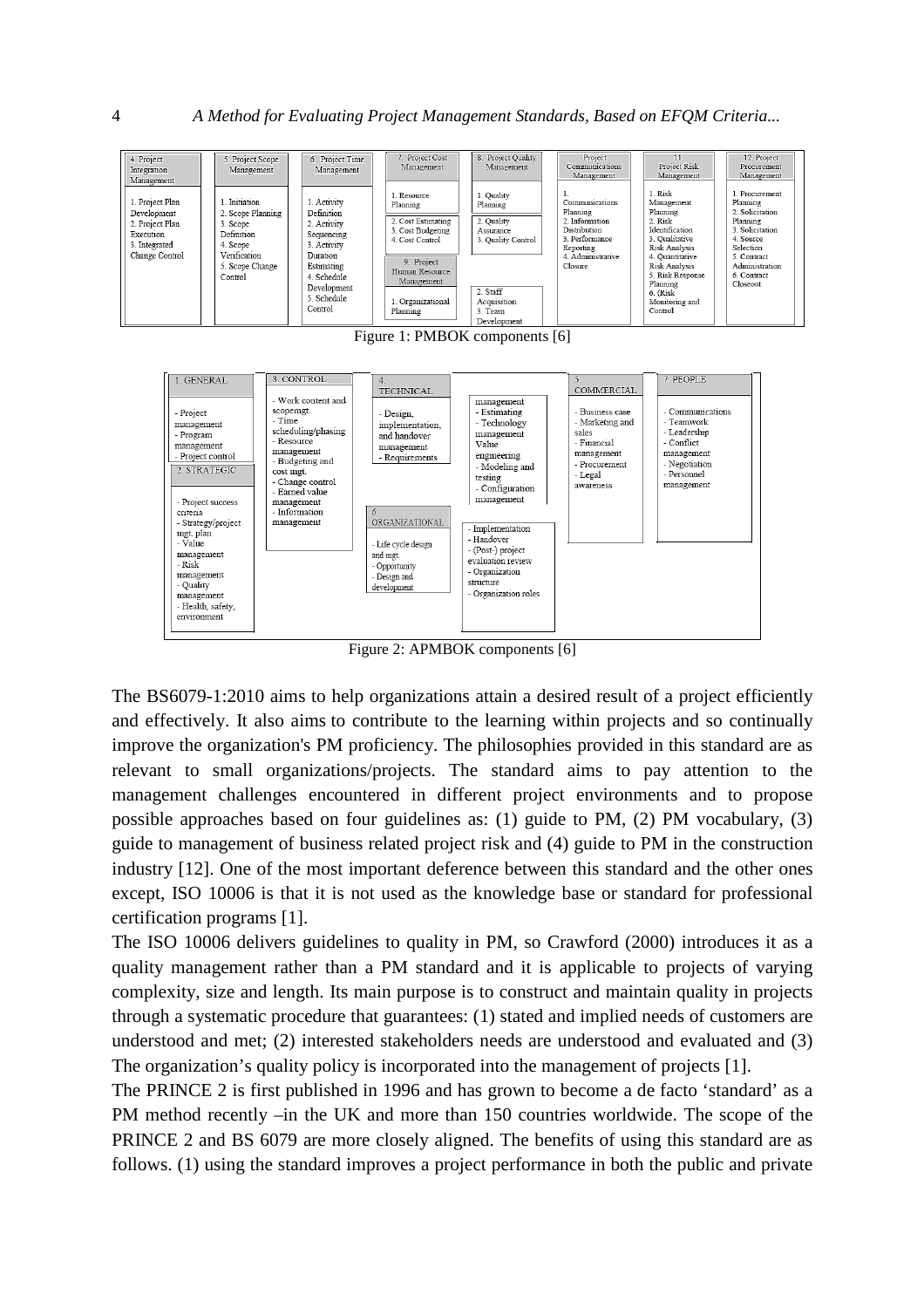| 4. Project Integration Management | 5. Project Scope Management | 6. Project Time Management | 7. Project Cost Management | 8. Project Quality Management | Project Communications Management | 11. Project Risk Management | 12. Project Procurement Management |
|---|---|---|---|---|---|---|---|
| 1. Project Plan Development<br>2. Project Plan Execution<br>3. Integrated Change Control | 1. Initiation<br>2. Scope Planning<br>3. Scope Definition<br>4. Scope Verification<br>5. Scope Change Control | 1. Activity Definition<br>2. Activity Sequencing<br>3. Activity Duration Estimating<br>4. Schedule Development<br>5. Schedule Control | 1. Resource Planning<br>2. Cost Estimating<br>3. Cost Budgeting<br>4. Cost Control | 1. Quality Planning<br>2. Quality Assurance<br>3. Quality Control | 1. Communications Planning<br>2. Information Distribution<br>3. Performance Reporting<br>4. Administrative Closure | 1. Risk Management Planning<br>2. Risk Identification<br>3. Qualitative Risk Analysis<br>4. Quantitative Risk Analysis<br>5. Risk Response Planning<br>6. (Risk Monitoring and Control | 1. Procurement Planning<br>2. Solicitation Planning<br>3. Solicitation<br>4. Source Selection<br>5. Contract Administration<br>6. Contract Closeout |
| | | | 9. Project Human Resource Management: 1. Organizational Planning | 2. Staff Acquisition<br>3. Team Development | | | |

Figure 1: PMBOK components [6]

| 1. GENERAL | 3. CONTROL | 4. TECHNICAL | | 5. COMMERCIAL | 7. PEOPLE |
|---|---|---|---|---|---|
| - Project management<br>- Program management<br>- Project control | - Work content and scopemgt.<br>- Time scheduling/phasing<br>- Resource management<br>- Budgeting and cost mgt.<br>- Change control<br>- Earned value management<br>- Information management | - Design, implementation, and handover management<br>- Requirements | management<br>- Estimating<br>- Technology management<br>Value engineering<br>- Modeling and testing<br>- Configuration management | - Business case<br>- Marketing and sales<br>- Financial management<br>- Procurement<br>- Legal awareness | - Communications<br>- Teamwork<br>- Leadership<br>- Conflict management<br>- Negotiation<br>- Personnel management |
| 2. STRATEGIC | | 6. ORGANIZATIONAL | | | |
| - Project success criteria<br>- Strategy/project mgt. plan<br>- Value management<br>- Risk management<br>- Quality management<br>- Health, safety, environment | | - Life cycle design and mgt.<br>- Opportunity<br>- Design and development | - Implementation<br>- Handover<br>- (Post-) project evaluation review<br>- Organization structure<br>- Organization roles | | |

Figure 2: APMBOK components [6]

The BS6079-1:2010 aims to help organizations attain a desired result of a project efficiently and effectively. It also aims to contribute to the learning within projects and so continually improve the organization's PM proficiency. The philosophies provided in this standard are as relevant to small organizations/projects. The standard aims to pay attention to the management challenges encountered in different project environments and to propose possible approaches based on four guidelines as: (1) guide to PM, (2) PM vocabulary, (3) guide to management of business related project risk and (4) guide to PM in the construction industry [12]. One of the most important deference between this standard and the other ones except, ISO 10006 is that it is not used as the knowledge base or standard for professional certification programs [1].

The ISO 10006 delivers guidelines to quality in PM, so Crawford (2000) introduces it as a quality management rather than a PM standard and it is applicable to projects of varying complexity, size and length. Its main purpose is to construct and maintain quality in projects through a systematic procedure that guarantees: (1) stated and implied needs of customers are understood and met; (2) interested stakeholders needs are understood and evaluated and (3) The organization's quality policy is incorporated into the management of projects [1].

The PRINCE 2 is first published in 1996 and has grown to become a de facto 'standard' as a PM method recently –in the UK and more than 150 countries worldwide. The scope of the PRINCE 2 and BS 6079 are more closely aligned. The benefits of using this standard are as follows. (1) using the standard improves a project performance in both the public and private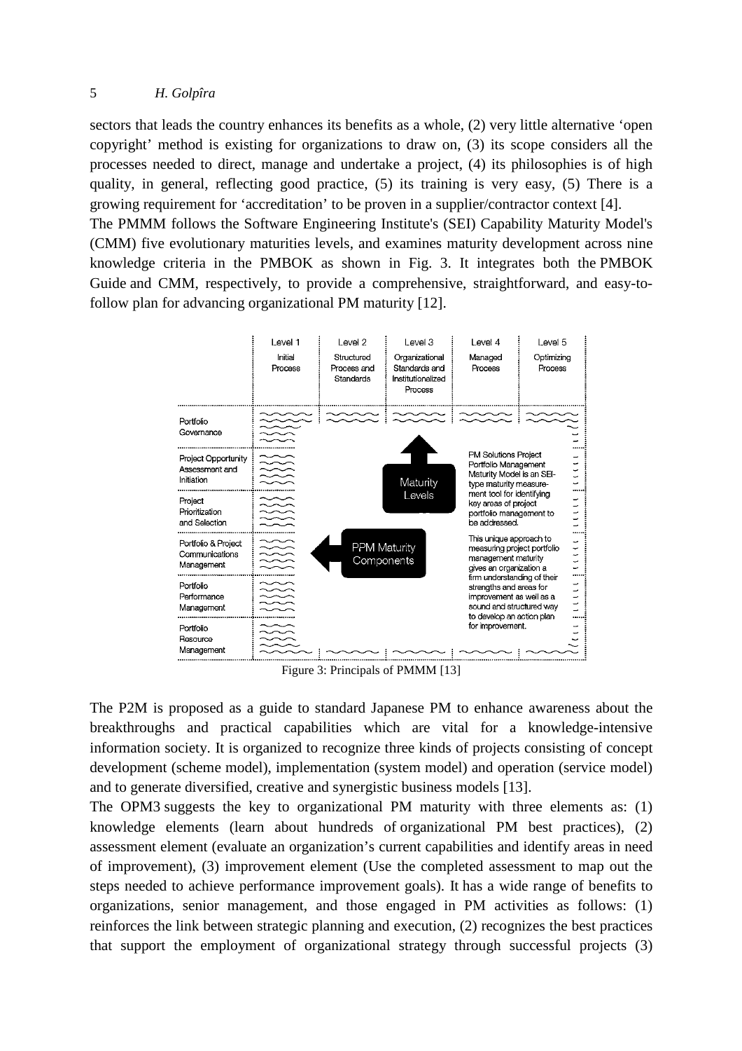sectors that leads the country enhances its benefits as a whole, (2) very little alternative 'open copyright' method is existing for organizations to draw on, (3) its scope considers all the processes needed to direct, manage and undertake a project, (4) its philosophies is of high quality, in general, reflecting good practice, (5) its training is very easy, (5) There is a growing requirement for 'accreditation' to be proven in a supplier/contractor context [4].

The PMMM follows the Software Engineering Institute's (SEI) Capability Maturity Model's (CMM) five evolutionary maturities levels, and examines maturity development across nine knowledge criteria in the PMBOK as shown in Fig. 3. It integrates both the PMBOK Guide and CMM, respectively, to provide a comprehensive, straightforward, and easy-to-follow plan for advancing organizational PM maturity [12].

Figure 3: Principals of PMMM [13]

The P2M is proposed as a guide to standard Japanese PM to enhance awareness about the breakthroughs and practical capabilities which are vital for a knowledge-intensive information society. It is organized to recognize three kinds of projects consisting of concept development (scheme model), implementation (system model) and operation (service model) and to generate diversified, creative and synergistic business models [13].

The OPM3 suggests the key to organizational PM maturity with three elements as: (1) knowledge elements (learn about hundreds of organizational PM best practices), (2) assessment element (evaluate an organization's current capabilities and identify areas in need of improvement), (3) improvement element (Use the completed assessment to map out the steps needed to achieve performance improvement goals). It has a wide range of benefits to organizations, senior management, and those engaged in PM activities as follows: (1) reinforces the link between strategic planning and execution, (2) recognizes the best practices that support the employment of organizational strategy through successful projects (3)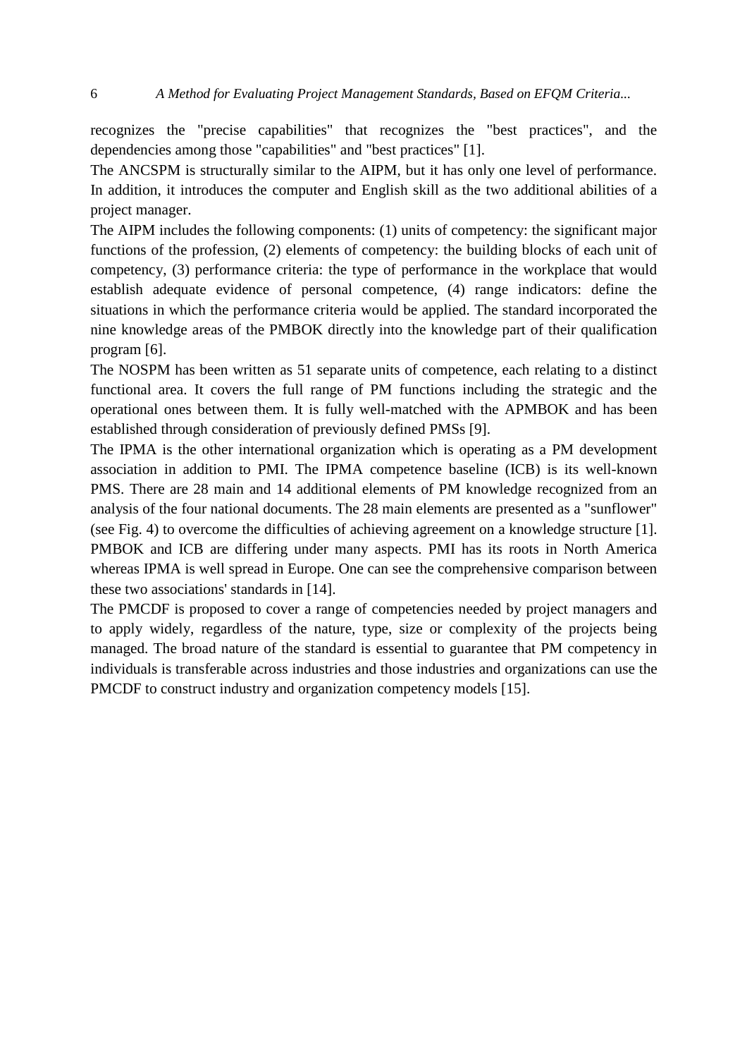recognizes the "precise capabilities" that recognizes the "best practices", and the dependencies among those "capabilities" and "best practices" [1].

The ANCSPM is structurally similar to the AIPM, but it has only one level of performance. In addition, it introduces the computer and English skill as the two additional abilities of a project manager.

The AIPM includes the following components: (1) units of competency: the significant major functions of the profession, (2) elements of competency: the building blocks of each unit of competency, (3) performance criteria: the type of performance in the workplace that would establish adequate evidence of personal competence, (4) range indicators: define the situations in which the performance criteria would be applied. The standard incorporated the nine knowledge areas of the PMBOK directly into the knowledge part of their qualification program [6].

The NOSPM has been written as 51 separate units of competence, each relating to a distinct functional area. It covers the full range of PM functions including the strategic and the operational ones between them. It is fully well-matched with the APMBOK and has been established through consideration of previously defined PMSs [9].

The IPMA is the other international organization which is operating as a PM development association in addition to PMI. The IPMA competence baseline (ICB) is its well-known PMS. There are 28 main and 14 additional elements of PM knowledge recognized from an analysis of the four national documents. The 28 main elements are presented as a "sunflower" (see Fig. 4) to overcome the difficulties of achieving agreement on a knowledge structure [1].

PMBOK and ICB are differing under many aspects. PMI has its roots in North America whereas IPMA is well spread in Europe. One can see the comprehensive comparison between these two associations' standards in [14].

The PMCDF is proposed to cover a range of competencies needed by project managers and to apply widely, regardless of the nature, type, size or complexity of the projects being managed. The broad nature of the standard is essential to guarantee that PM competency in individuals is transferable across industries and those industries and organizations can use the PMCDF to construct industry and organization competency models [15].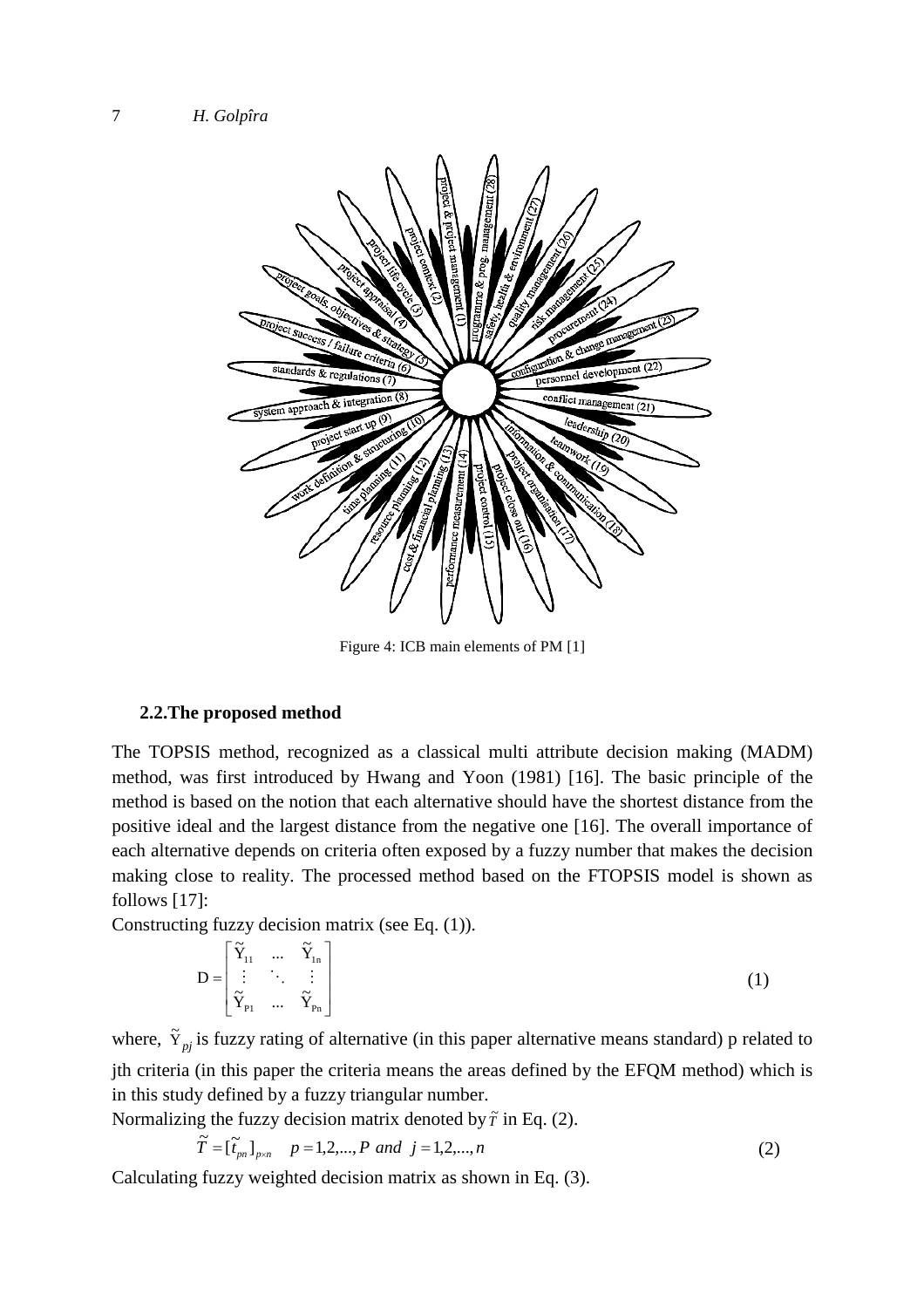Figure 4: ICB main elements of PM [1]

### 2.2.The proposed method

The TOPSIS method, recognized as a classical multi attribute decision making (MADM) method, was first introduced by Hwang and Yoon (1981) [16]. The basic principle of the method is based on the notion that each alternative should have the shortest distance from the positive ideal and the largest distance from the negative one [16]. The overall importance of each alternative depends on criteria often exposed by a fuzzy number that makes the decision making close to reality. The processed method based on the FTOPSIS model is shown as follows [17]:

Constructing fuzzy decision matrix (see Eq. (1)).

$$D = \begin{bmatrix} \tilde{Y}_{11} & \cdots & \tilde{Y}_{1n} \\ \vdots & \ddots & \vdots \\ \tilde{Y}_{P1} & \cdots & \tilde{Y}_{Pn} \end{bmatrix} \tag{1}$$

where, $\tilde{Y}_{pj}$ is fuzzy rating of alternative (in this paper alternative means standard) p related to jth criteria (in this paper the criteria means the areas defined by the EFQM method) which is in this study defined by a fuzzy triangular number.

Normalizing the fuzzy decision matrix denoted by $\tilde{T}$ in Eq. (2).

$$\tilde{T} = [\tilde{t}_{pn}]_{p \times n} \quad p = 1,2,...,P \; and \; j = 1,2,...,n \tag{2}$$

Calculating fuzzy weighted decision matrix as shown in Eq. (3).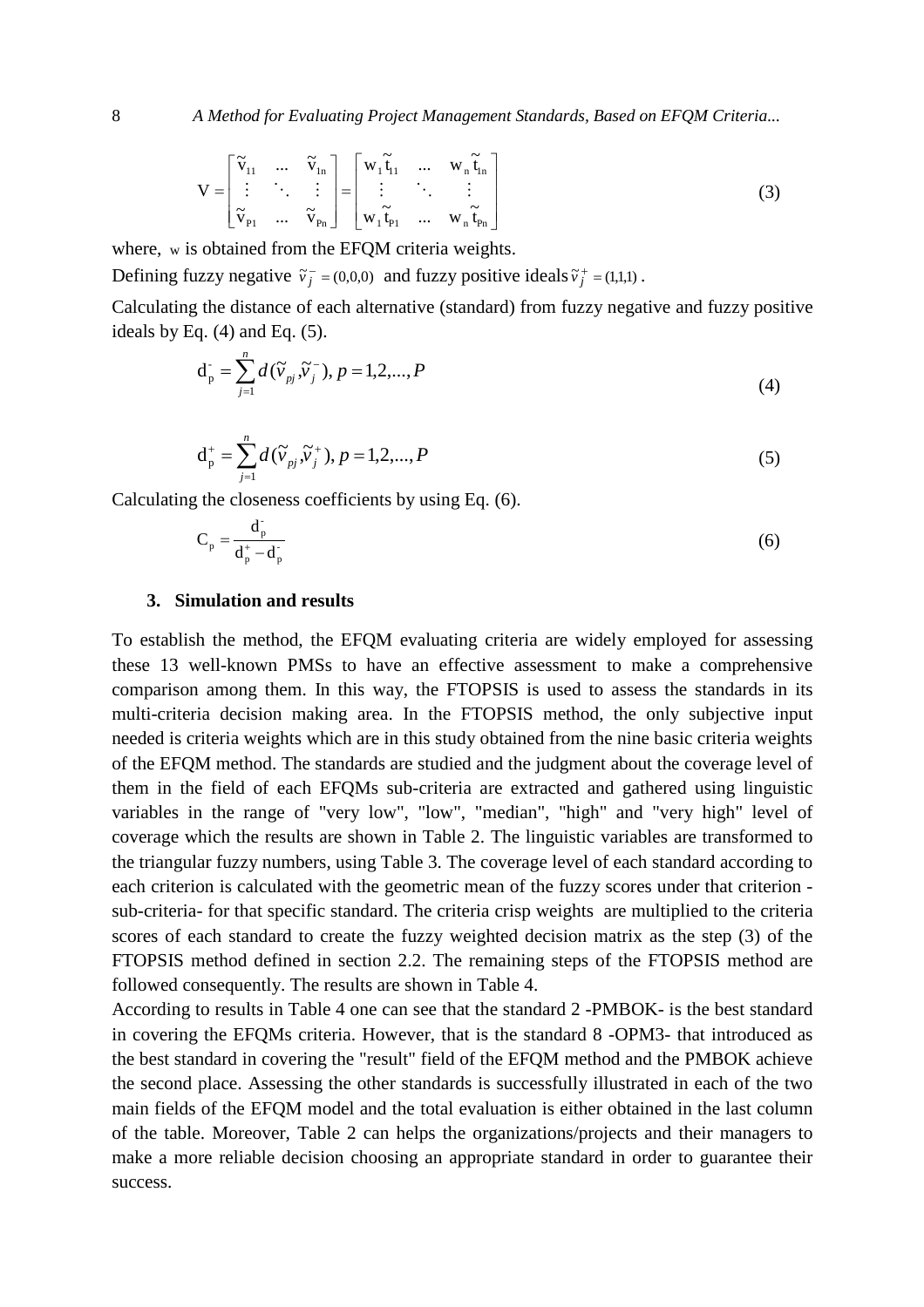$$V = \begin{bmatrix} \tilde{v}_{11} & \dots & \tilde{v}_{1n} \\ \vdots & \ddots & \vdots \\ \tilde{v}_{P1} & \dots & \tilde{v}_{Pn} \end{bmatrix} = \begin{bmatrix} w_1 \tilde{t}_{11} & \dots & w_n \tilde{t}_{1n} \\ \vdots & \ddots & \vdots \\ w_1 \tilde{t}_{P1} & \dots & w_n \tilde{t}_{Pn} \end{bmatrix} \tag{3}$$

where, $w$ is obtained from the EFQM criteria weights.

Defining fuzzy negative $\tilde{v}_j^- = (0,0,0)$ and fuzzy positive ideals $\tilde{v}_j^+ = (1,1,1)$.

Calculating the distance of each alternative (standard) from fuzzy negative and fuzzy positive ideals by Eq. (4) and Eq. (5).

$$d_p^- = \sum_{j=1}^{n} d(\tilde{v}_{pj}, \tilde{v}_j^-),\ p = 1,2,...,P \tag{4}$$

$$d_p^+ = \sum_{j=1}^{n} d(\tilde{v}_{pj}, \tilde{v}_j^+),\ p = 1,2,...,P \tag{5}$$

Calculating the closeness coefficients by using Eq. (6).

$$C_p = \frac{d_p^-}{d_p^+ - d_p^-} \tag{6}$$

### 3. Simulation and results

To establish the method, the EFQM evaluating criteria are widely employed for assessing these 13 well-known PMSs to have an effective assessment to make a comprehensive comparison among them. In this way, the FTOPSIS is used to assess the standards in its multi-criteria decision making area. In the FTOPSIS method, the only subjective input needed is criteria weights which are in this study obtained from the nine basic criteria weights of the EFQM method. The standards are studied and the judgment about the coverage level of them in the field of each EFQMs sub-criteria are extracted and gathered using linguistic variables in the range of "very low", "low", "median", "high" and "very high" level of coverage which the results are shown in Table 2. The linguistic variables are transformed to the triangular fuzzy numbers, using Table 3. The coverage level of each standard according to each criterion is calculated with the geometric mean of the fuzzy scores under that criterion - sub-criteria- for that specific standard. The criteria crisp weights are multiplied to the criteria scores of each standard to create the fuzzy weighted decision matrix as the step (3) of the FTOPSIS method defined in section 2.2. The remaining steps of the FTOPSIS method are followed consequently. The results are shown in Table 4.

According to results in Table 4 one can see that the standard 2 -PMBOK- is the best standard in covering the EFQMs criteria. However, that is the standard 8 -OPM3- that introduced as the best standard in covering the "result" field of the EFQM method and the PMBOK achieve the second place. Assessing the other standards is successfully illustrated in each of the two main fields of the EFQM model and the total evaluation is either obtained in the last column of the table. Moreover, Table 2 can helps the organizations/projects and their managers to make a more reliable decision choosing an appropriate standard in order to guarantee their success.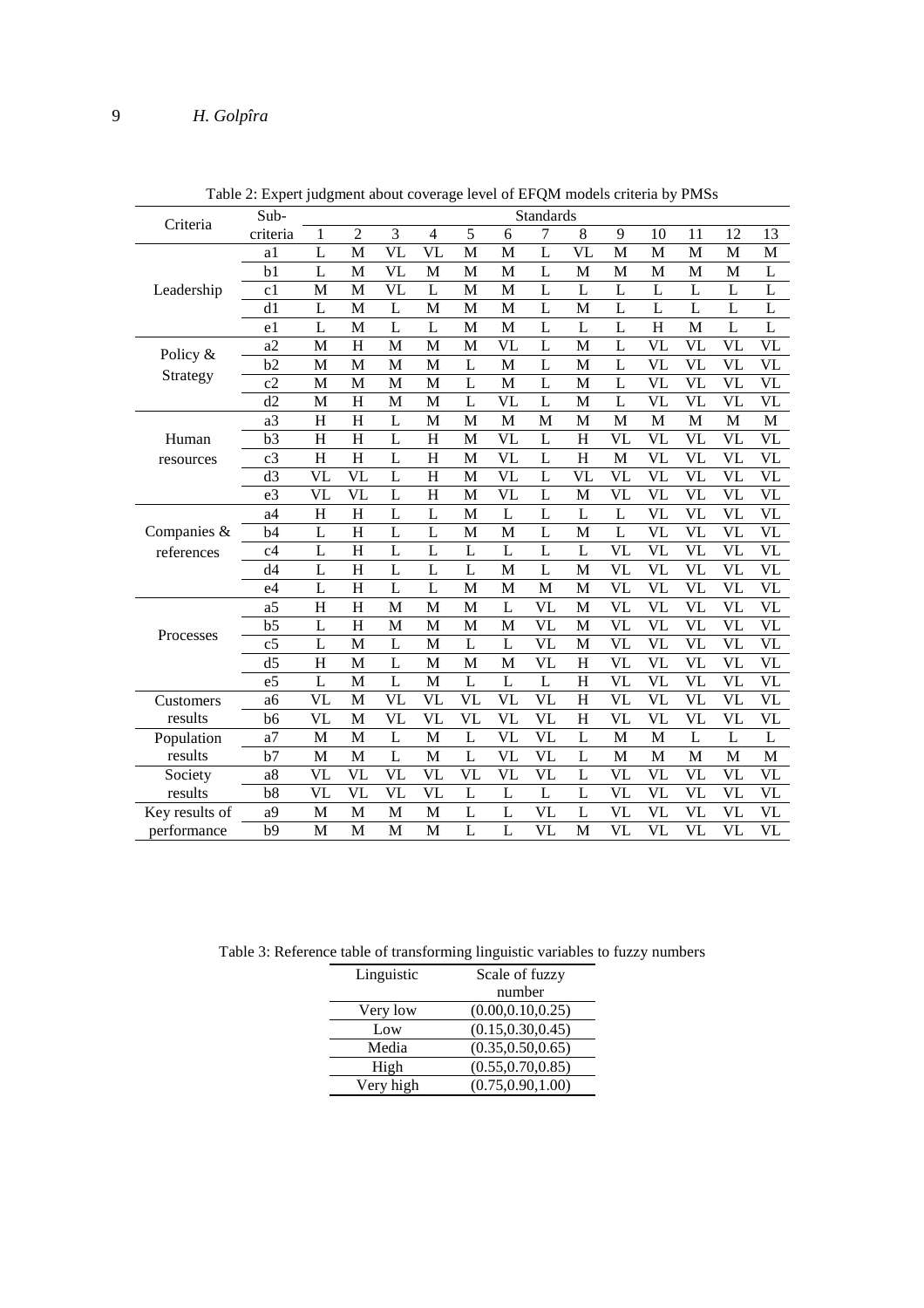Table 2: Expert judgment about coverage level of EFQM models criteria by PMSs

| Criteria | Sub-criteria | Standards | | | | | | | | | | | | |
|---|---|---|---|---|---|---|---|---|---|---|---|---|---|---|
| | | 1 | 2 | 3 | 4 | 5 | 6 | 7 | 8 | 9 | 10 | 11 | 12 | 13 |
| Leadership | a1 | L | M | VL | VL | M | M | L | VL | M | M | M | M | M |
| | b1 | L | M | VL | M | M | M | L | M | M | M | M | M | L |
| | c1 | M | M | VL | L | M | M | L | L | L | L | L | L | L |
| | d1 | L | M | L | M | M | M | L | M | L | L | L | L | L |
| | e1 | L | M | L | L | M | M | L | L | L | H | M | L | L |
| Policy & Strategy | a2 | M | H | M | M | M | VL | L | M | L | VL | VL | VL | VL |
| | b2 | M | M | M | M | L | M | L | M | L | VL | VL | VL | VL |
| | c2 | M | M | M | M | L | M | L | M | L | VL | VL | VL | VL |
| | d2 | M | H | M | M | L | VL | L | M | L | VL | VL | VL | VL |
| Human resources | a3 | H | H | L | M | M | M | M | M | M | M | M | M | M |
| | b3 | H | H | L | H | M | VL | L | H | VL | VL | VL | VL | VL |
| | c3 | H | H | L | H | M | VL | L | H | M | VL | VL | VL | VL |
| | d3 | VL | VL | L | H | M | VL | L | VL | VL | VL | VL | VL | VL |
| | e3 | VL | VL | L | H | M | VL | L | M | VL | VL | VL | VL | VL |
| Companies & references | a4 | H | H | L | L | M | L | L | L | L | VL | VL | VL | VL |
| | b4 | L | H | L | L | M | M | L | M | L | VL | VL | VL | VL |
| | c4 | L | H | L | L | L | L | L | L | VL | VL | VL | VL | VL |
| | d4 | L | H | L | L | L | M | L | M | VL | VL | VL | VL | VL |
| | e4 | L | H | L | L | M | M | M | M | VL | VL | VL | VL | VL |
| Processes | a5 | H | H | M | M | M | L | VL | M | VL | VL | VL | VL | VL |
| | b5 | L | H | M | M | M | M | VL | M | VL | VL | VL | VL | VL |
| | c5 | L | M | L | M | L | L | VL | M | VL | VL | VL | VL | VL |
| | d5 | H | M | L | M | M | M | VL | H | VL | VL | VL | VL | VL |
| | e5 | L | M | L | M | L | L | L | H | VL | VL | VL | VL | VL |
| Customers results | a6 | VL | M | VL | VL | VL | VL | VL | H | VL | VL | VL | VL | VL |
| | b6 | VL | M | VL | VL | VL | VL | VL | H | VL | VL | VL | VL | VL |
| Population results | a7 | M | M | L | M | L | VL | VL | L | M | M | L | L | L |
| | b7 | M | M | L | M | L | VL | VL | L | M | M | M | M | M |
| Society results | a8 | VL | VL | VL | VL | VL | VL | VL | L | VL | VL | VL | VL | VL |
| | b8 | VL | VL | VL | VL | L | L | L | L | VL | VL | VL | VL | VL |
| Key results of performance | a9 | M | M | M | M | L | L | VL | L | VL | VL | VL | VL | VL |
| | b9 | M | M | M | M | L | L | VL | M | VL | VL | VL | VL | VL |

Table 3: Reference table of transforming linguistic variables to fuzzy numbers

| Linguistic | Scale of fuzzy number |
|---|---|
| Very low | (0.00,0.10,0.25) |
| Low | (0.15,0.30,0.45) |
| Media | (0.35,0.50,0.65) |
| High | (0.55,0.70,0.85) |
| Very high | (0.75,0.90,1.00) |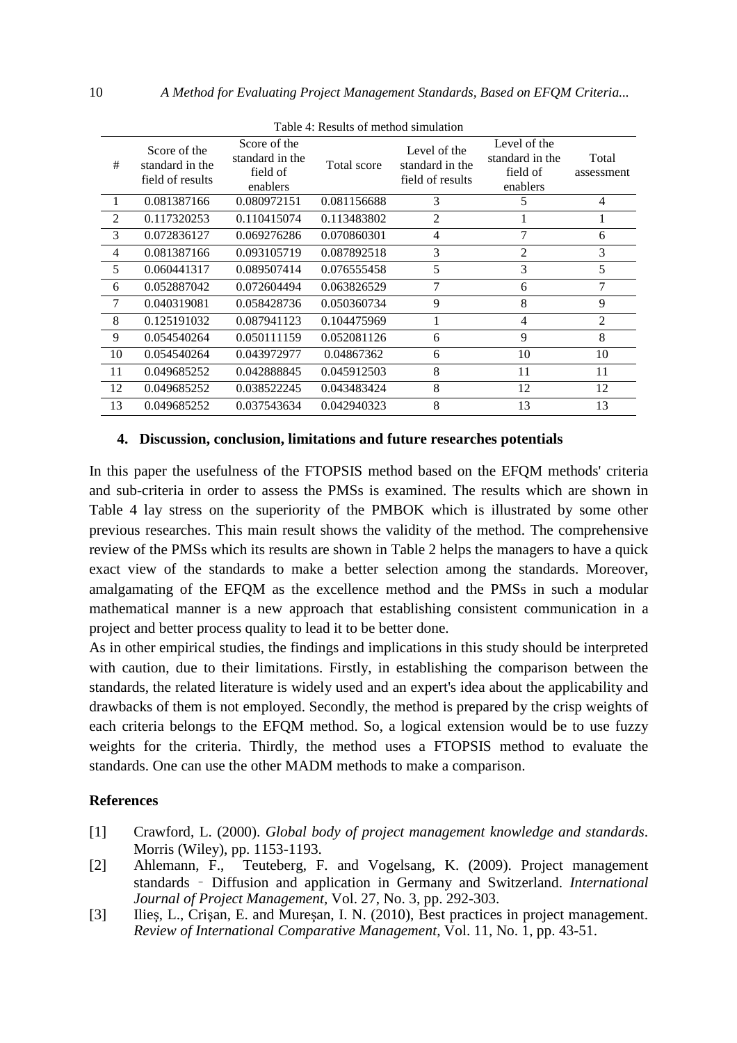Table 4: Results of method simulation

| # | Score of the standard in the field of results | Score of the standard in the field of enablers | Total score | Level of the standard in the field of results | Level of the standard in the field of enablers | Total assessment |
|---|---|---|---|---|---|---|
| 1 | 0.081387166 | 0.080972151 | 0.081156688 | 3 | 5 | 4 |
| 2 | 0.117320253 | 0.110415074 | 0.113483802 | 2 | 1 | 1 |
| 3 | 0.072836127 | 0.069276286 | 0.070860301 | 4 | 7 | 6 |
| 4 | 0.081387166 | 0.093105719 | 0.087892518 | 3 | 2 | 3 |
| 5 | 0.060441317 | 0.089507414 | 0.076555458 | 5 | 3 | 5 |
| 6 | 0.052887042 | 0.072604494 | 0.063826529 | 7 | 6 | 7 |
| 7 | 0.040319081 | 0.058428736 | 0.050360734 | 9 | 8 | 9 |
| 8 | 0.125191032 | 0.087941123 | 0.104475969 | 1 | 4 | 2 |
| 9 | 0.054540264 | 0.050111159 | 0.052081126 | 6 | 9 | 8 |
| 10 | 0.054540264 | 0.043972977 | 0.04867362 | 6 | 10 | 10 |
| 11 | 0.049685252 | 0.042888845 | 0.045912503 | 8 | 11 | 11 |
| 12 | 0.049685252 | 0.038522245 | 0.043483424 | 8 | 12 | 12 |
| 13 | 0.049685252 | 0.037543634 | 0.042940323 | 8 | 13 | 13 |

## 4. Discussion, conclusion, limitations and future researches potentials

In this paper the usefulness of the FTOPSIS method based on the EFQM methods' criteria and sub-criteria in order to assess the PMSs is examined. The results which are shown in Table 4 lay stress on the superiority of the PMBOK which is illustrated by some other previous researches. This main result shows the validity of the method. The comprehensive review of the PMSs which its results are shown in Table 2 helps the managers to have a quick exact view of the standards to make a better selection among the standards. Moreover, amalgamating of the EFQM as the excellence method and the PMSs in such a modular mathematical manner is a new approach that establishing consistent communication in a project and better process quality to lead it to be better done.

As in other empirical studies, the findings and implications in this study should be interpreted with caution, due to their limitations. Firstly, in establishing the comparison between the standards, the related literature is widely used and an expert's idea about the applicability and drawbacks of them is not employed. Secondly, the method is prepared by the crisp weights of each criteria belongs to the EFQM method. So, a logical extension would be to use fuzzy weights for the criteria. Thirdly, the method uses a FTOPSIS method to evaluate the standards. One can use the other MADM methods to make a comparison.

## References

[1] Crawford, L. (2000). *Global body of project management knowledge and standards*. Morris (Wiley), pp. 1153-1193.

[2] Ahlemann, F., Teuteberg, F. and Vogelsang, K. (2009). Project management standards – Diffusion and application in Germany and Switzerland. *International Journal of Project Management*, Vol. 27, No. 3, pp. 292-303.

[3] Ilieș, L., Crișan, E. and Mureșan, I. N. (2010), Best practices in project management. *Review of International Comparative Management*, Vol. 11, No. 1, pp. 43-51.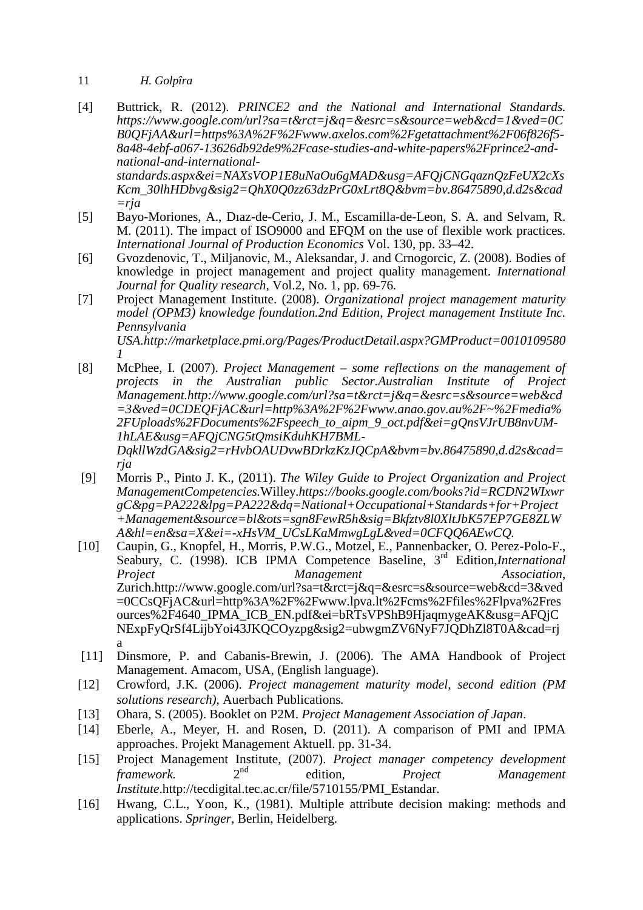[4] Buttrick, R. (2012). *PRINCE2 and the National and International Standards. https://www.google.com/url?sa=t&rct=j&q=&esrc=s&source=web&cd=1&ved=0CB0QFjAA&url=https%3A%2F%2Fwww.axelos.com%2Fgetattachment%2F06f826f5-8a48-4ebf-a067-13626db92de9%2Fcase-studies-and-white-papers%2Fprince2-and-national-and-international-standards.aspx&ei=NAXsVOP1E8uNaOu6gMAD&usg=AFQjCNGqaznQzFeUX2cXsKcm_30lhHDbvg&sig2=QhX0Q0zz63dzPrG0xLrt8Q&bvm=bv.86475890,d.d2s&cad=rja*

[5] Bayo-Moriones, A., Dıaz-de-Cerio, J. M., Escamilla-de-Leon, S. A. and Selvam, R. M. (2011). The impact of ISO9000 and EFQM on the use of flexible work practices. *International Journal of Production Economics* Vol. 130, pp. 33–42.

[6] Gvozdenovic, T., Miljanovic, M., Aleksandar, J. and Crnogorcic, Z. (2008). Bodies of knowledge in project management and project quality management. *International Journal for Quality research*, Vol.2, No. 1, pp. 69-76.

[7] Project Management Institute. (2008). *Organizational project management maturity model (OPM3) knowledge foundation.2nd Edition, Project management Institute Inc. Pennsylvania USA.http://marketplace.pmi.org/Pages/ProductDetail.aspx?GMProduct=00101095801*

[8] McPhee, I. (2007). *Project Management – some reflections on the management of projects in the Australian public Sector.Australian Institute of Project Management.http://www.google.com/url?sa=t&rct=j&q=&esrc=s&source=web&cd=3&ved=0CDEQFjAC&url=http%3A%2F%2Fwww.anao.gov.au%2F~%2Fmedia%2FUploads%2FDocuments%2Fspeech_to_aipm_9_oct.pdf&ei=gQnsVJrUB8nvUM-1hLAE&usg=AFQjCNG5tQmsiKduhKH7BML-DqkllWzdGA&sig2=rHvbOAUDvwBDrkzKzJQCpA&bvm=bv.86475890,d.d2s&cad=rja*

[9] Morris P., Pinto J. K., (2011). *The Wiley Guide to Project Organization and Project ManagementCompetencies.*Willey.*https://books.google.com/books?id=RCDN2WIxwrgC&pg=PA222&lpg=PA222&dq=National+Occupational+Standards+for+Project+Management&source=bl&ots=sgn8FewR5h&sig=Bkfztv8l0XltJbK57EP7GE8ZLWA&hl=en&sa=X&ei=-xHsVM_UCsLKaMmwgLgL&ved=0CFQQ6AEwCQ.*

[10] Caupin, G., Knopfel, H., Morris, P.W.G., Motzel, E., Pannenbacker, O. Perez-Polo-F., Seabury, C. (1998). ICB IPMA Competence Baseline, 3rd Edition,*International Project Management Association*, Zurich.http://www.google.com/url?sa=t&rct=j&q=&esrc=s&source=web&cd=3&ved=0CCsQFjAC&url=http%3A%2F%2Fwww.lpva.lt%2Fcms%2Ffiles%2Flpva%2Fresources%2F4640_IPMA_ICB_EN.pdf&ei=bRTsVPShB9HjaqmygeAK&usg=AFQjCNExpFyQrSf4LijbYoi43JKQCOyzpg&sig2=ubwgmZV6NyF7JQDhZl8T0A&cad=rja

[11] Dinsmore, P. and Cabanis-Brewin, J. (2006). The AMA Handbook of Project Management. Amacom, USA, (English language).

[12] Crowford, J.K. (2006). *Project management maturity model, second edition (PM solutions research)*, Auerbach Publications.

[13] Ohara, S. (2005). Booklet on P2M. *Project Management Association of Japan*.

[14] Eberle, A., Meyer, H. and Rosen, D. (2011). A comparison of PMI and IPMA approaches. Projekt Management Aktuell. pp. 31-34.

[15] Project Management Institute, (2007). *Project manager competency development framework.* 2nd edition, *Project Management Institute*.http://tecdigital.tec.ac.cr/file/5710155/PMI_Estandar.

[16] Hwang, C.L., Yoon, K., (1981). Multiple attribute decision making: methods and applications. *Springer*, Berlin, Heidelberg.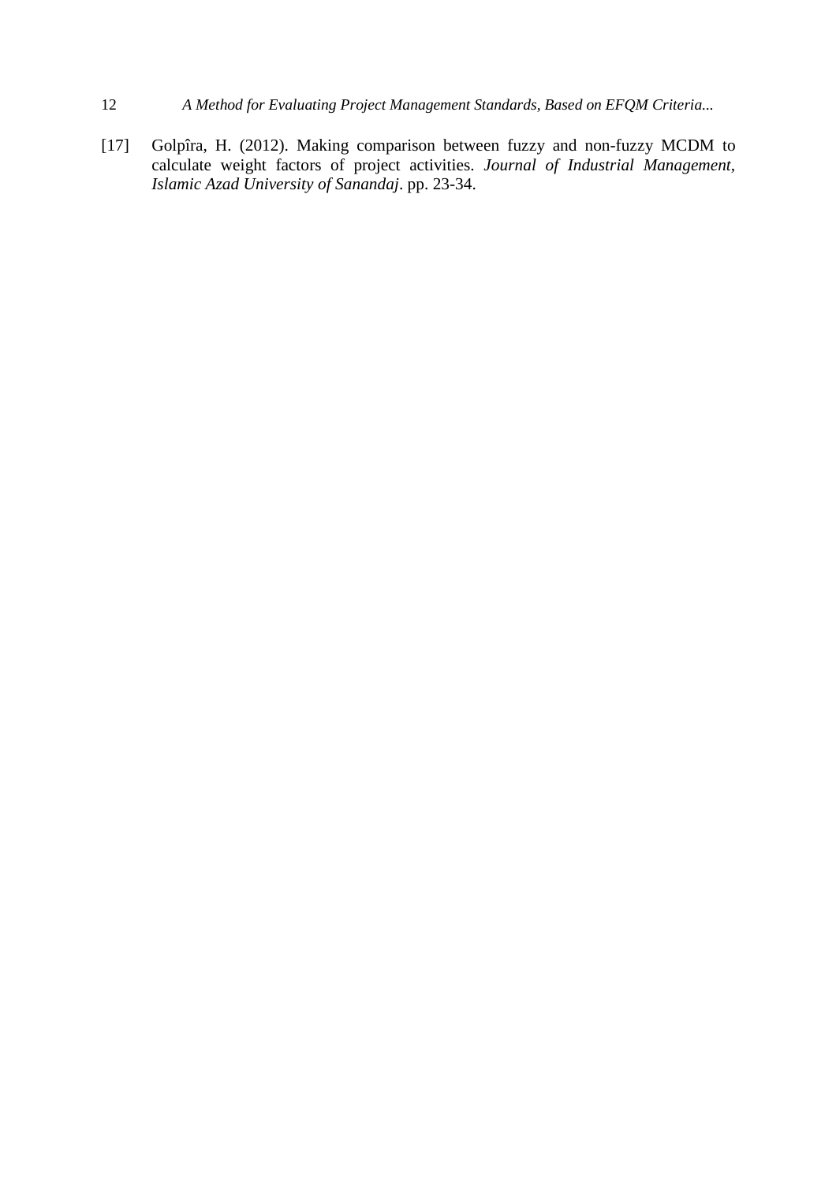[17] Golpîra, H. (2012). Making comparison between fuzzy and non-fuzzy MCDM to calculate weight factors of project activities. *Journal of Industrial Management, Islamic Azad University of Sanandaj*. pp. 23-34.